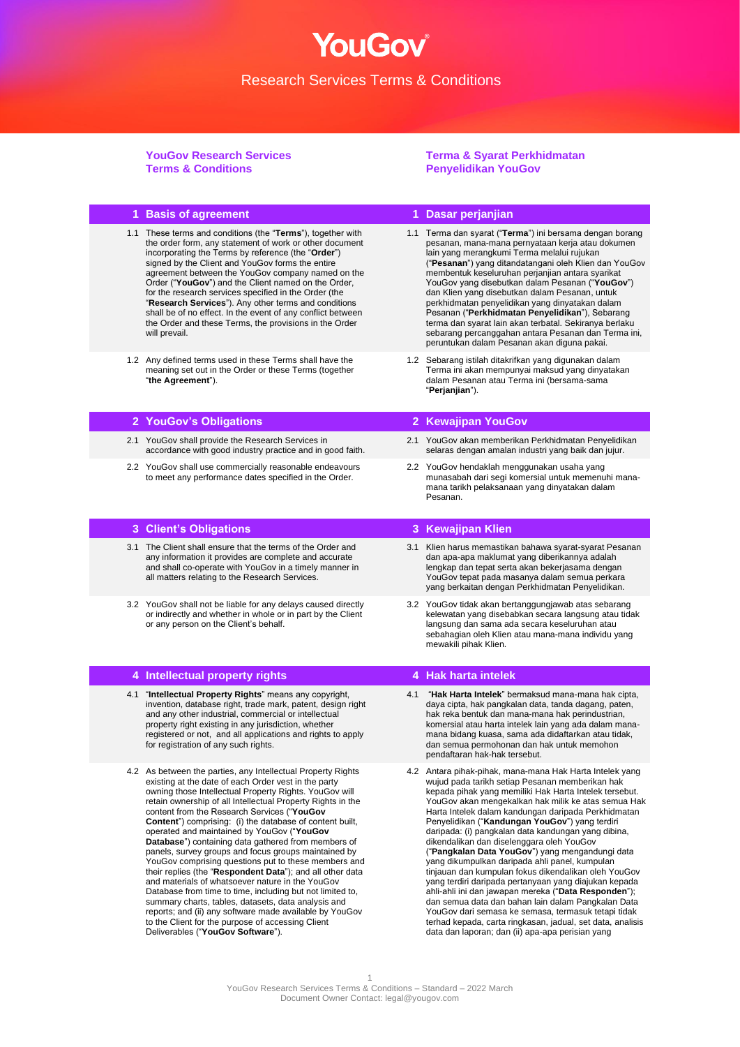# YouGov

## Research Services Terms & Conditions

**YouGov Research Services Terms & Conditions**

**Terma & Syarat Perkhidmatan Penyelidikan YouGov**

| 1 Basis of agreement | 1 Dasar perjanjian |
|---|---|
| 1.1 These terms and conditions (the "**Terms**"), together with the order form, any statement of work or other document incorporating the Terms by reference (the "**Order**") signed by the Client and YouGov forms the entire agreement between the YouGov company named on the Order ("**YouGov**") and the Client named on the Order, for the research services specified in the Order (the "**Research Services**"). Any other terms and conditions shall be of no effect. In the event of any conflict between the Order and these Terms, the provisions in the Order will prevail. | 1.1 Terma dan syarat ("**Terma**") ini bersama dengan borang pesanan, mana-mana pernyataan kerja atau dokumen lain yang merangkumi Terma melalui rujukan ("**Pesanan**") yang ditandatangani oleh Klien dan YouGov membentuk keseluruhan perjanjian antara syarikat YouGov yang disebutkan dalam Pesanan ("**YouGov**") dan Klien yang disebutkan dalam Pesanan, untuk perkhidmatan penyelidikan yang dinyatakan dalam Pesanan ("**Perkhidmatan Penyelidikan**"), Sebarang terma dan syarat lain akan terbatal. Sekiranya berlaku sebarang percanggahan antara Pesanan dan Terma ini, peruntukan dalam Pesanan akan diguna pakai. |
| 1.2 Any defined terms used in these Terms shall have the meaning set out in the Order or these Terms (together "**the Agreement**"). | 1.2 Sebarang istilah ditakrifkan yang digunakan dalam Terma ini akan mempunyai maksud yang dinyatakan dalam Pesanan atau Terma ini (bersama-sama "**Perjanjian**"). |
| **2 YouGov's Obligations** | **2 Kewajipan YouGov** |
| 2.1 YouGov shall provide the Research Services in accordance with good industry practice and in good faith. | 2.1 YouGov akan memberikan Perkhidmatan Penyelidikan selaras dengan amalan industri yang baik dan jujur. |
| 2.2 YouGov shall use commercially reasonable endeavours to meet any performance dates specified in the Order. | 2.2 YouGov hendaklah menggunakan usaha yang munasabah dari segi komersial untuk memenuhi mana-mana tarikh pelaksanaan yang dinyatakan dalam Pesanan. |
| **3 Client's Obligations** | **3 Kewajipan Klien** |
| 3.1 The Client shall ensure that the terms of the Order and any information it provides are complete and accurate and shall co-operate with YouGov in a timely manner in all matters relating to the Research Services. | 3.1 Klien harus memastikan bahawa syarat-syarat Pesanan dan apa-apa maklumat yang diberikannya adalah lengkap dan tepat serta akan bekerjasama dengan YouGov tepat pada masanya dalam semua perkara yang berkaitan dengan Perkhidmatan Penyelidikan. |
| 3.2 YouGov shall not be liable for any delays caused directly or indirectly and whether in whole or in part by the Client or any person on the Client's behalf. | 3.2 YouGov tidak akan bertanggungjawab atas sebarang kelewatan yang disebabkan secara langsung atau tidak langsung dan sama ada secara keseluruhan atau sebahagian oleh Klien atau mana-mana individu yang mewakili pihak Klien. |
| **4 Intellectual property rights** | **4 Hak harta intelek** |
| 4.1 "**Intellectual Property Rights**" means any copyright, invention, database right, trade mark, patent, design right and any other industrial, commercial or intellectual property right existing in any jurisdiction, whether registered or not, and all applications and rights to apply for registration of any such rights. | 4.1 "**Hak Harta Intelek**" bermaksud mana-mana hak cipta, daya cipta, hak pangkalan data, tanda dagang, paten, hak reka bentuk dan mana-mana hak perindustrian, komersial atau harta intelek lain yang ada dalam mana-mana bidang kuasa, sama ada didaftarkan atau tidak, dan semua permohonan dan hak untuk memohon pendaftaran hak-hak tersebut. |
| 4.2 As between the parties, any Intellectual Property Rights existing at the date of each Order vest in the party owning those Intellectual Property Rights. YouGov will retain ownership of all Intellectual Property Rights in the content from the Research Services ("**YouGov Content**") comprising: (i) the database of content built, operated and maintained by YouGov ("**YouGov Database**") containing data gathered from members of panels, survey groups and focus groups maintained by YouGov comprising questions put to these members and their replies (the "**Respondent Data**"); and all other data and materials of whatsoever nature in the YouGov Database from time to time, including but not limited to, summary charts, tables, datasets, data analysis and reports; and (ii) any software made available by YouGov to the Client for the purpose of accessing Client Deliverables ("**YouGov Software**"). | 4.2 Antara pihak-pihak, mana-mana Hak Harta Intelek yang wujud pada tarikh setiap Pesanan memberikan hak kepada pihak yang memiliki Hak Harta Intelek tersebut. YouGov akan mengekalkan hak milik ke atas semua Hak Harta Intelek dalam kandungan daripada Perkhidmatan Penyelidikan ("**Kandungan YouGov**") yang terdiri daripada: (i) pangkalan data kandungan yang dibina, dikendalikan dan diselenggara oleh YouGov ("**Pangkalan Data YouGov**") yang mengandungi data yang dikumpulkan daripada ahli panel, kumpulan tinjauan dan kumpulan fokus dikendalikan oleh YouGov yang terdiri daripada pertanyaan yang diajukan kepada ahli-ahli ini dan jawapan mereka ("**Data Responden**"); dan semua data dan bahan lain dalam Pangkalan Data YouGov dari semasa ke semasa, termasuk tetapi tidak terhad kepada, carta ringkasan, jadual, set data, analisis data dan laporan; dan (ii) apa-apa perisian yang |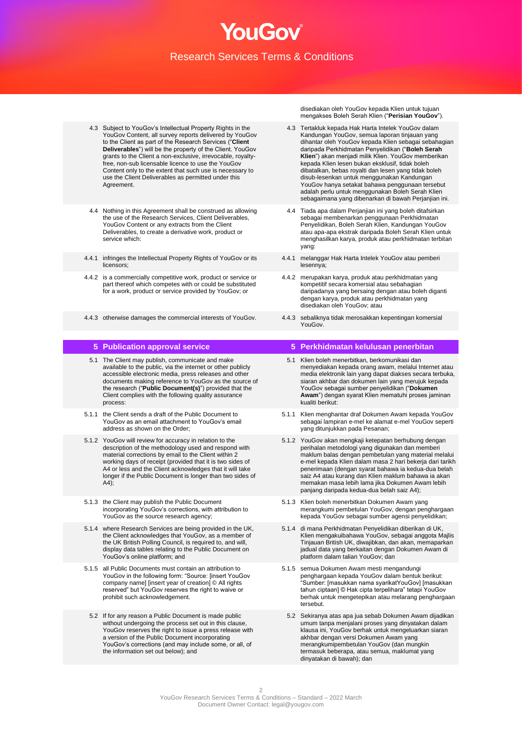disediakan oleh YouGov kepada Klien untuk tujuan mengakses Boleh Serah Klien ("**Perisian YouGov**").

| | |
|---|---|
| 4.3 Subject to YouGov's Intellectual Property Rights in the YouGov Content, all survey reports delivered by YouGov to the Client as part of the Research Services ("**Client Deliverables**") will be the property of the Client. YouGov grants to the Client a non-exclusive, irrevocable, royalty-free, non-sub licensable licence to use the YouGov Content only to the extent that such use is necessary to use the Client Deliverables as permitted under this Agreement. | 4.3 Tertakluk kepada Hak Harta Intelek YouGov dalam Kandungan YouGov, semua laporan tinjauan yang dihantar oleh YouGov kepada Klien sebagai sebahagian daripada Perkhidmatan Penyelidikan ("**Boleh Serah Klien**") akan menjadi milik Klien. YouGov memberikan kepada Klien lesen bukan eksklusif, tidak boleh dibatalkan, bebas royalti dan lesen yang tidak boleh disub-lesenkan untuk menggunakan Kandungan YouGov hanya setakat bahawa penggunaan tersebut adalah perlu untuk menggunakan Boleh Serah Klien sebagaimana yang dibenarkan di bawah Perjanjian ini. |
| 4.4 Nothing in this Agreement shall be construed as allowing the use of the Research Services, Client Deliverables, YouGov Content or any extracts from the Client Deliverables, to create a derivative work, product or service which: | 4.4 Tiada apa dalam Perjanjian ini yang boleh ditafsirkan sebagai membenarkan penggunaan Perkhidmatan Penyelidikan, Boleh Serah Klien, Kandungan YouGov atau apa-apa ekstrak daripada Boleh Serah Klien untuk menghasilkan karya, produk atau perkhidmatan terbitan yang: |
| 4.4.1 infringes the Intellectual Property Rights of YouGov or its licensors; | 4.4.1 melanggar Hak Harta Intelek YouGov atau pemberi lesennya; |
| 4.4.2 is a commercially competitive work, product or service or part thereof which competes with or could be substituted for a work, product or service provided by YouGov; or | 4.4.2 merupakan karya, produk atau perkhidmatan yang kompetitif secara komersial atau sebahagian daripadanya yang bersaing dengan atau boleh diganti dengan karya, produk atau perkhidmatan yang disediakan oleh YouGov; atau |
| 4.4.3 otherwise damages the commercial interests of YouGov. | 4.4.3 sebaliknya tidak merosakkan kepentingan komersial YouGov. |

## 5 Publication approval service / 5 Perkhidmatan kelulusan penerbitan

| | |
|---|---|
| 5.1 The Client may publish, communicate and make available to the public, via the internet or other publicly accessible electronic media, press releases and other documents making reference to YouGov as the source of the research ("**Public Document(s)**") provided that the Client complies with the following quality assurance process: | 5.1 Klien boleh menerbitkan, berkomunikasi dan menyediakan kepada orang awam, melalui Internet atau media elektronik lain yang dapat diakses secara terbuka, siaran akhbar dan dokumen lain yang merujuk kepada YouGov sebagai sumber penyelidikan ("**Dokumen Awam**") dengan syarat Klien mematuhi proses jaminan kualiti berikut: |
| 5.1.1 the Client sends a draft of the Public Document to YouGov as an email attachment to YouGov's email address as shown on the Order; | 5.1.1 Klien menghantar draf Dokumen Awam kepada YouGov sebagai lampiran e-mel ke alamat e-mel YouGov seperti yang ditunjukkan pada Pesanan; |
| 5.1.2 YouGov will review for accuracy in relation to the description of the methodology used and respond with material corrections by email to the Client within 2 working days of receipt (provided that it is two sides of A4 or less and the Client acknowledges that it will take longer if the Public Document is longer than two sides of A4); | 5.1.2 YouGov akan mengkaji ketepatan berhubung dengan perihalan metodologi yang digunakan dan memberi maklum balas dengan pembetulan yang material melalui e-mel kepada Klien dalam masa 2 hari bekerja dari tarikh penerimaan (dengan syarat bahawa ia kedua-dua belah saiz A4 atau kurang dan Klien maklum bahawa ia akan memakan masa lebih lama jika Dokumen Awam lebih panjang daripada kedua-dua belah saiz A4); |
| 5.1.3 the Client may publish the Public Document incorporating YouGov's corrections, with attribution to YouGov as the source research agency; | 5.1.3 Klien boleh menerbitkan Dokumen Awam yang merangkumi pembetulan YouGov, dengan penghargaan kepada YouGov sebagai sumber agensi penyelidikan; |
| 5.1.4 where Research Services are being provided in the UK, the Client acknowledges that YouGov, as a member of the UK British Polling Council, is required to, and will, display data tables relating to the Public Document on YouGov's online platform; and | 5.1.4 di mana Perkhidmatan Penyelidikan diberikan di UK, Klien mengakuibahawa YouGov, sebagai anggota Majlis Tinjauan British UK, diwajibkan, dan akan, memaparkan jadual data yang berkaitan dengan Dokumen Awam di platform dalam talian YouGov; dan |
| 5.1.5 all Public Documents must contain an attribution to YouGov in the following form: "Source: [insert YouGov company name] [insert year of creation] © All rights reserved" but YouGov reserves the right to waive or prohibit such acknowledgement. | 5.1.5 semua Dokumen Awam mesti mengandungi penghargaan kepada YouGov dalam bentuk berikut: "Sumber: [masukkan nama syarikatYouGov] [masukkan tahun ciptaan] © Hak cipta terpelihara" tetapi YouGov berhak untuk mengetepikan atau melarang penghargaan tersebut. |
| 5.2 If for any reason a Public Document is made public without undergoing the process set out in this clause, YouGov reserves the right to issue a press release with a version of the Public Document incorporating YouGov's corrections (and may include some, or all, of the information set out below); and | 5.2 Sekiranya atas apa jua sebab Dokumen Awam dijadikan umum tanpa menjalani proses yang dinyatakan dalam klausa ini, YouGov berhak untuk mengeluarkan siaran akhbar dengan versi Dokumen Awam yang merangkumipembetulan YouGov (dan mungkin termasuk beberapa, atau semua, maklumat yang dinyatakan di bawah); dan |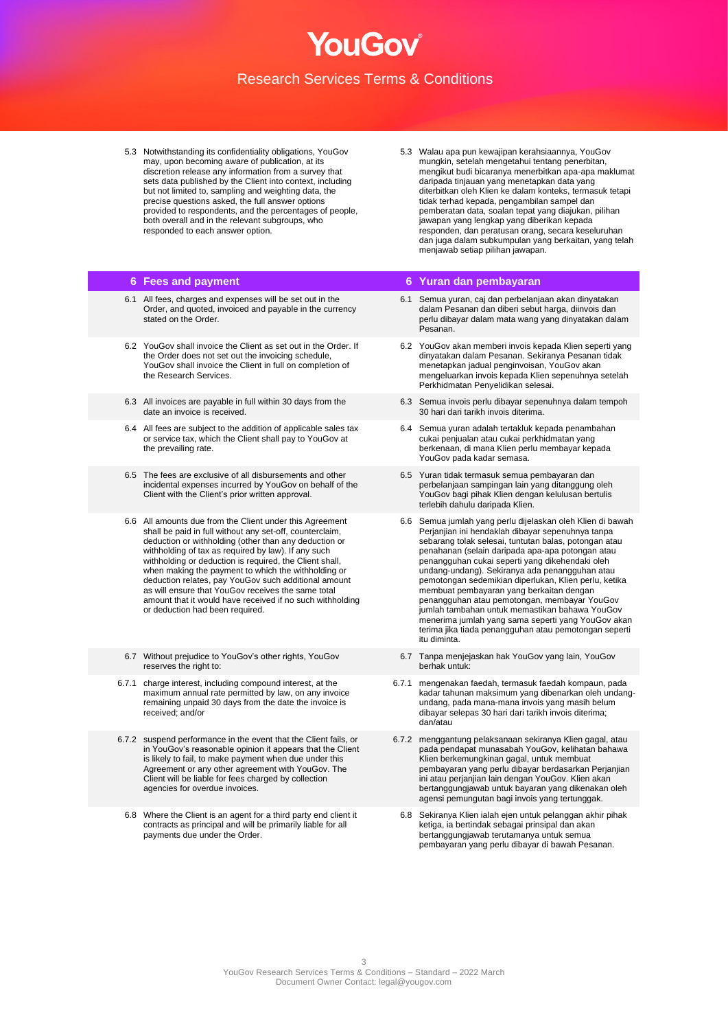5.3 Notwithstanding its confidentiality obligations, YouGov may, upon becoming aware of publication, at its discretion release any information from a survey that sets data published by the Client into context, including but not limited to, sampling and weighting data, the precise questions asked, the full answer options provided to respondents, and the percentages of people, both overall and in the relevant subgroups, who responded to each answer option.

5.3 Walau apa pun kewajipan kerahsiaannya, YouGov mungkin, setelah mengetahui tentang penerbitan, mengikut budi bicaranya menerbitkan apa-apa maklumat daripada tinjauan yang menetapkan data yang diterbitkan oleh Klien ke dalam konteks, termasuk tetapi tidak terhad kepada, pengambilan sampel dan pemberatan data, soalan tepat yang diajukan, pilihan jawapan yang lengkap yang diberikan kepada responden, dan peratusan orang, secara keseluruhan dan juga dalam subkumpulan yang berkaitan, yang telah menjawab setiap pilihan jawapan.

## 6 Fees and payment

## 6 Yuran dan pembayaran

6.1 All fees, charges and expenses will be set out in the Order, and quoted, invoiced and payable in the currency stated on the Order.

6.1 Semua yuran, caj dan perbelanjaan akan dinyatakan dalam Pesanan dan diberi sebut harga, diinvois dan perlu dibayar dalam mata wang yang dinyatakan dalam Pesanan.

6.2 YouGov shall invoice the Client as set out in the Order. If the Order does not set out the invoicing schedule, YouGov shall invoice the Client in full on completion of the Research Services.

6.2 YouGov akan memberi invois kepada Klien seperti yang dinyatakan dalam Pesanan. Sekiranya Pesanan tidak menetapkan jadual penginvoisan, YouGov akan mengeluarkan invois kepada Klien sepenuhnya setelah Perkhidmatan Penyelidikan selesai.

6.3 All invoices are payable in full within 30 days from the date an invoice is received.

6.3 Semua invois perlu dibayar sepenuhnya dalam tempoh 30 hari dari tarikh invois diterima.

6.4 All fees are subject to the addition of applicable sales tax or service tax, which the Client shall pay to YouGov at the prevailing rate.

6.4 Semua yuran adalah tertakluk kepada penambahan cukai jualan atau cukai perkhidmatan yang berkenaan, di mana Klien perlu membayar kepada YouGov pada kadar semasa.

6.5 The fees are exclusive of all disbursements and other incidental expenses incurred by YouGov on behalf of the Client with the Client's prior written approval.

6.5 Yuran tidak termasuk semua pembayaran dan perbelanjaan sampingan lain yang ditanggung oleh YouGov bagi pihak Klien dengan kelulusan bertulis terlebih dahulu daripada Klien.

6.6 All amounts due from the Client under this Agreement shall be paid in full without any set-off, counterclaim, deduction or withholding (other than any deduction or withholding of tax as required by law). If any such withholding or deduction is required, the Client shall, when making the payment to which the withholding or deduction relates, pay YouGov such additional amount as will ensure that YouGov receives the same total amount that it would have received if no such withholding or deduction had been required.

6.6 Semua jumlah yang perlu dijelaskan oleh Klien di bawah Perjanjian ini hendaklah dibayar sepenuhnya tanpa sebarang tolak selesai, tuntutan balas, potongan atau penahanan (selain daripada apa-apa potongan atau penangguhan cukai seperti yang dikehendaki oleh undang-undang). Sekiranya ada penangguhan atau pemotongan sedemikian diperlukan, Klien perlu, ketika membuat pembayaran yang berkaitan dengan penangguhan atau pemotongan, membayar YouGov jumlah tambahan untuk memastikan bahawa YouGov menerima jumlah yang sama seperti yang YouGov akan terima jika tiada penangguhan atau pemotongan seperti itu diminta.

6.7 Without prejudice to YouGov's other rights, YouGov reserves the right to:

6.7 Tanpa menjejaskan hak YouGov yang lain, YouGov berhak untuk:

6.7.1 charge interest, including compound interest, at the maximum annual rate permitted by law, on any invoice remaining unpaid 30 days from the date the invoice is received; and/or

6.7.1 mengenakan faedah, termasuk faedah kompaun, pada kadar tahunan maksimum yang dibenarkan oleh undang-undang, pada mana-mana invois yang masih belum dibayar selepas 30 hari dari tarikh invois diterima; dan/atau

6.7.2 suspend performance in the event that the Client fails, or in YouGov's reasonable opinion it appears that the Client is likely to fail, to make payment when due under this Agreement or any other agreement with YouGov. The Client will be liable for fees charged by collection agencies for overdue invoices.

6.7.2 menggantung pelaksanaan sekiranya Klien gagal, atau pada pendapat munasabah YouGov, kelihatan bahawa Klien berkemungkinan gagal, untuk membuat pembayaran yang perlu dibayar berdasarkan Perjanjian ini atau perjanjian lain dengan YouGov. Klien akan bertanggungjawab untuk bayaran yang dikenakan oleh agensi pemungutan bagi invois yang tertunggak.

6.8 Where the Client is an agent for a third party end client it contracts as principal and will be primarily liable for all payments due under the Order.

6.8 Sekiranya Klien ialah ejen untuk pelanggan akhir pihak ketiga, ia bertindak sebagai prinsipal dan akan bertanggungjawab terutamanya untuk semua pembayaran yang perlu dibayar di bawah Pesanan.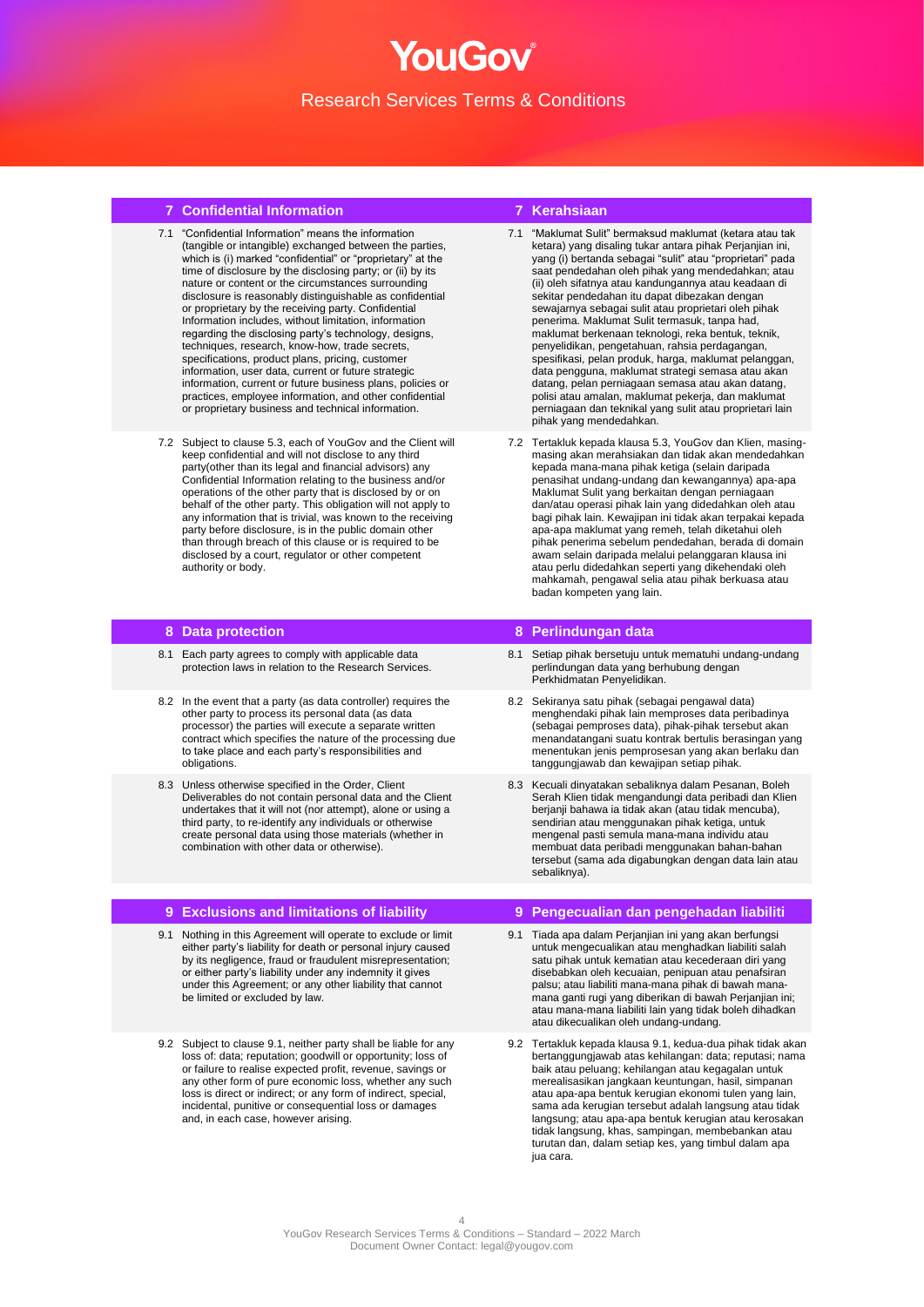## 7 Confidential Information

7.1 "Confidential Information" means the information (tangible or intangible) exchanged between the parties, which is (i) marked "confidential" or "proprietary" at the time of disclosure by the disclosing party; or (ii) by its nature or content or the circumstances surrounding disclosure is reasonably distinguishable as confidential or proprietary by the receiving party. Confidential Information includes, without limitation, information regarding the disclosing party's technology, designs, techniques, research, know-how, trade secrets, specifications, product plans, pricing, customer information, user data, current or future strategic information, current or future business plans, policies or practices, employee information, and other confidential or proprietary business and technical information.

7.2 Subject to clause 5.3, each of YouGov and the Client will keep confidential and will not disclose to any third party(other than its legal and financial advisors) any Confidential Information relating to the business and/or operations of the other party that is disclosed by or on behalf of the other party. This obligation will not apply to any information that is trivial, was known to the receiving party before disclosure, is in the public domain other than through breach of this clause or is required to be disclosed by a court, regulator or other competent authority or body.

## 7 Kerahsiaan

7.1 "Maklumat Sulit" bermaksud maklumat (ketara atau tak ketara) yang disaling tukar antara pihak Perjanjian ini, yang (i) bertanda sebagai "sulit" atau "proprietari" pada saat pendedahan oleh pihak yang mendedahkan; atau (ii) oleh sifatnya atau kandungannya atau keadaan di sekitar pendedahan itu dapat dibezakan dengan sewajarnya sebagai sulit atau proprietari oleh pihak penerima. Maklumat Sulit termasuk, tanpa had, maklumat berkenaan teknologi, reka bentuk, teknik, penyelidikan, pengetahuan, rahsia perdagangan, spesifikasi, pelan produk, harga, maklumat pelanggan, data pengguna, maklumat strategi semasa atau akan datang, pelan perniagaan semasa atau akan datang, polisi atau amalan, maklumat pekerja, dan maklumat perniagaan dan teknikal yang sulit atau proprietari lain pihak yang mendedahkan.

7.2 Tertakluk kepada klausa 5.3, YouGov dan Klien, masing-masing akan merahsiakan dan tidak akan mendedahkan kepada mana-mana pihak ketiga (selain daripada penasihat undang-undang dan kewangannya) apa-apa Maklumat Sulit yang berkaitan dengan perniagaan dan/atau operasi pihak lain yang didedahkan oleh atau bagi pihak lain. Kewajipan ini tidak akan terpakai kepada apa-apa maklumat yang remeh, telah diketahui oleh pihak penerima sebelum pendedahan, berada di domain awam selain daripada melalui pelanggaran klausa ini atau perlu didedahkan seperti yang dikehendaki oleh mahkamah, pengawal selia atau pihak berkuasa atau badan kompeten yang lain.

## 8 Data protection

8.1 Each party agrees to comply with applicable data protection laws in relation to the Research Services.

8.2 In the event that a party (as data controller) requires the other party to process its personal data (as data processor) the parties will execute a separate written contract which specifies the nature of the processing due to take place and each party's responsibilities and obligations.

8.3 Unless otherwise specified in the Order, Client Deliverables do not contain personal data and the Client undertakes that it will not (nor attempt), alone or using a third party, to re-identify any individuals or otherwise create personal data using those materials (whether in combination with other data or otherwise).

## 8 Perlindungan data

8.1 Setiap pihak bersetuju untuk mematuhi undang-undang perlindungan data yang berhubung dengan Perkhidmatan Penyelidikan.

8.2 Sekiranya satu pihak (sebagai pengawal data) menghendaki pihak lain memproses data peribadinya (sebagai pemproses data), pihak-pihak tersebut akan menandatangani suatu kontrak bertulis berasingan yang menentukan jenis pemprosesan yang akan berlaku dan tanggungjawab dan kewajipan setiap pihak.

8.3 Kecuali dinyatakan sebaliknya dalam Pesanan, Boleh Serah Klien tidak mengandungi data peribadi dan Klien berjanji bahawa ia tidak akan (atau tidak mencuba), sendirian atau menggunakan pihak ketiga, untuk mengenal pasti semula mana-mana individu atau membuat data peribadi menggunakan bahan-bahan tersebut (sama ada digabungkan dengan data lain atau sebaliknya).

## 9 Exclusions and limitations of liability

9.1 Nothing in this Agreement will operate to exclude or limit either party's liability for death or personal injury caused by its negligence, fraud or fraudulent misrepresentation; or either party's liability under any indemnity it gives under this Agreement; or any other liability that cannot be limited or excluded by law.

9.2 Subject to clause 9.1, neither party shall be liable for any loss of: data; reputation; goodwill or opportunity; loss of or failure to realise expected profit, revenue, savings or any other form of pure economic loss, whether any such loss is direct or indirect; or any form of indirect, special, incidental, punitive or consequential loss or damages and, in each case, however arising.

## 9 Pengecualian dan pengehadan liabiliti

9.1 Tiada apa dalam Perjanjian ini yang akan berfungsi untuk mengecualikan atau menghadkan liabiliti salah satu pihak untuk kematian atau kecederaan diri yang disebabkan oleh kecuaian, penipuan atau penafsiran palsu; atau liabiliti mana-mana pihak di bawah mana-mana ganti rugi yang diberikan di bawah Perjanjian ini; atau mana-mana liabiliti lain yang tidak boleh dihadkan atau dikecualikan oleh undang-undang.

9.2 Tertakluk kepada klausa 9.1, kedua-dua pihak tidak akan bertanggungjawab atas kehilangan: data; reputasi; nama baik atau peluang; kehilangan atau kegagalan untuk merealisasikan jangkaan keuntungan, hasil, simpanan atau apa-apa bentuk kerugian ekonomi tulen yang lain, sama ada kerugian tersebut adalah langsung atau tidak langsung; atau apa-apa bentuk kerugian atau kerosakan tidak langsung, khas, sampingan, membebankan atau turutan dan, dalam setiap kes, yang timbul dalam apa jua cara.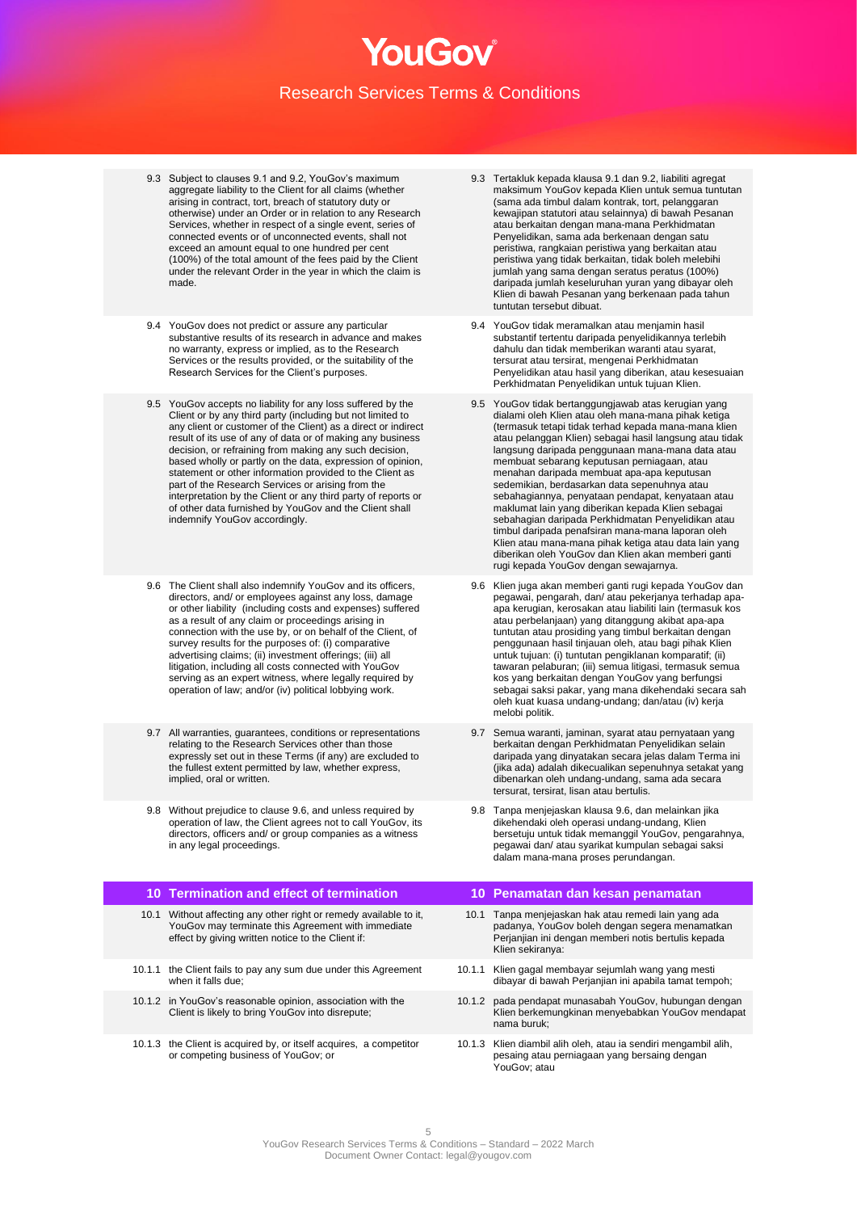9.3 Subject to clauses 9.1 and 9.2, YouGov's maximum aggregate liability to the Client for all claims (whether arising in contract, tort, breach of statutory duty or otherwise) under an Order or in relation to any Research Services, whether in respect of a single event, series of connected events or of unconnected events, shall not exceed an amount equal to one hundred per cent (100%) of the total amount of the fees paid by the Client under the relevant Order in the year in which the claim is made.

9.3 Tertakluk kepada klausa 9.1 dan 9.2, liabiliti agregat maksimum YouGov kepada Klien untuk semua tuntutan (sama ada timbul dalam kontrak, tort, pelanggaran kewajipan statutori atau selainnya) di bawah Pesanan atau berkaitan dengan mana-mana Perkhidmatan Penyelidikan, sama ada berkenaan dengan satu peristiwa, rangkaian peristiwa yang berkaitan atau peristiwa yang tidak berkaitan, tidak boleh melebihi jumlah yang sama dengan seratus peratus (100%) daripada jumlah keseluruhan yuran yang dibayar oleh Klien di bawah Pesanan yang berkenaan pada tahun tuntutan tersebut dibuat.

9.4 YouGov does not predict or assure any particular substantive results of its research in advance and makes no warranty, express or implied, as to the Research Services or the results provided, or the suitability of the Research Services for the Client's purposes.

9.4 YouGov tidak meramalkan atau menjamin hasil substantif tertentu daripada penyelidikannya terlebih dahulu dan tidak memberikan waranti atau syarat, tersurat atau tersirat, mengenai Perkhidmatan Penyelidikan atau hasil yang diberikan, atau kesesuaian Perkhidmatan Penyelidikan untuk tujuan Klien.

9.5 YouGov accepts no liability for any loss suffered by the Client or by any third party (including but not limited to any client or customer of the Client) as a direct or indirect result of its use of any of data or of making any business decision, or refraining from making any such decision, based wholly or partly on the data, expression of opinion, statement or other information provided to the Client as part of the Research Services or arising from the interpretation by the Client or any third party of reports or of other data furnished by YouGov and the Client shall indemnify YouGov accordingly.

9.5 YouGov tidak bertanggungjawab atas kerugian yang dialami oleh Klien atau oleh mana-mana pihak ketiga (termasuk tetapi tidak terhad kepada mana-mana klien atau pelanggan Klien) sebagai hasil langsung atau tidak langsung daripada penggunaan mana-mana data atau membuat sebarang keputusan perniagaan, atau menahan daripada membuat apa-apa keputusan sedemikian, berdasarkan data sepenuhnya atau sebahagiannya, penyataan pendapat, kenyataan atau maklumat lain yang diberikan kepada Klien sebagai sebahagian daripada Perkhidmatan Penyelidikan atau timbul daripada penafsiran mana-mana laporan oleh Klien atau mana-mana pihak ketiga atau data lain yang diberikan oleh YouGov dan Klien akan memberi ganti rugi kepada YouGov dengan sewajarnya.

9.6 The Client shall also indemnify YouGov and its officers, directors, and/ or employees against any loss, damage or other liability (including costs and expenses) suffered as a result of any claim or proceedings arising in connection with the use by, or on behalf of the Client, of survey results for the purposes of: (i) comparative advertising claims; (ii) investment offerings; (iii) all litigation, including all costs connected with YouGov serving as an expert witness, where legally required by operation of law; and/or (iv) political lobbying work.

9.6 Klien juga akan memberi ganti rugi kepada YouGov dan pegawai, pengarah, dan/ atau pekerjanya terhadap apa-apa kerugian, kerosakan atau liabiliti lain (termasuk kos atau perbelanjaan) yang ditanggung akibat apa-apa tuntutan atau prosiding yang timbul berkaitan dengan penggunaan hasil tinjauan oleh, atau bagi pihak Klien untuk tujuan: (i) tuntutan pengiklanan komparatif; (ii) tawaran pelaburan; (iii) semua litigasi, termasuk semua kos yang berkaitan dengan YouGov yang berfungsi sebagai saksi pakar, yang mana dikehendaki secara sah oleh kuat kuasa undang-undang; dan/atau (iv) kerja melobi politik.

9.7 All warranties, guarantees, conditions or representations relating to the Research Services other than those expressly set out in these Terms (if any) are excluded to the fullest extent permitted by law, whether express, implied, oral or written.

9.7 Semua waranti, jaminan, syarat atau pernyataan yang berkaitan dengan Perkhidmatan Penyelidikan selain daripada yang dinyatakan secara jelas dalam Terma ini (jika ada) adalah dikecualikan sepenuhnya setakat yang dibenarkan oleh undang-undang, sama ada secara tersurat, tersirat, lisan atau bertulis.

9.8 Without prejudice to clause 9.6, and unless required by operation of law, the Client agrees not to call YouGov, its directors, officers and/ or group companies as a witness in any legal proceedings.

9.8 Tanpa menjejaskan klausa 9.6, dan melainkan jika dikehendaki oleh operasi undang-undang, Klien bersetuju untuk tidak memanggil YouGov, pengarahnya, pegawai dan/ atau syarikat kumpulan sebagai saksi dalam mana-mana proses perundangan.

## 10 Termination and effect of termination

## 10 Penamatan dan kesan penamatan

10.1 Without affecting any other right or remedy available to it, YouGov may terminate this Agreement with immediate effect by giving written notice to the Client if:

10.1 Tanpa menjejaskan hak atau remedi lain yang ada padanya, YouGov boleh dengan segera menamatkan Perjanjian ini dengan memberi notis bertulis kepada Klien sekiranya:

10.1.1 the Client fails to pay any sum due under this Agreement when it falls due;

10.1.1 Klien gagal membayar sejumlah wang yang mesti dibayar di bawah Perjanjian ini apabila tamat tempoh;

10.1.2 in YouGov's reasonable opinion, association with the Client is likely to bring YouGov into disrepute;

10.1.2 pada pendapat munasabah YouGov, hubungan dengan Klien berkemungkinan menyebabkan YouGov mendapat nama buruk;

10.1.3 the Client is acquired by, or itself acquires, a competitor or competing business of YouGov; or

10.1.3 Klien diambil alih oleh, atau ia sendiri mengambil alih, pesaing atau perniagaan yang bersaing dengan YouGov; atau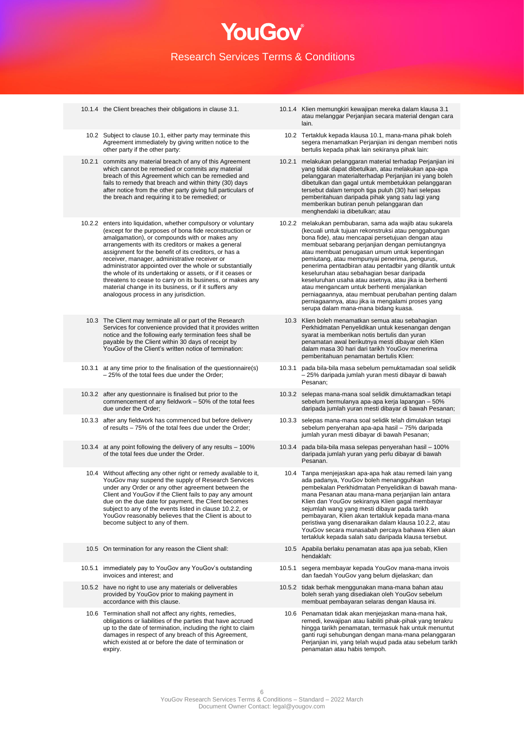| | |
|---|---|
| 10.1.4 the Client breaches their obligations in clause 3.1. | 10.1.4 Klien memungkiri kewajipan mereka dalam klausa 3.1 atau melanggar Perjanjian secara material dengan cara lain. |
| 10.2 Subject to clause 10.1, either party may terminate this Agreement immediately by giving written notice to the other party if the other party: | 10.2 Tertakluk kepada klausa 10.1, mana-mana pihak boleh segera menamatkan Perjanjian ini dengan memberi notis bertulis kepada pihak lain sekiranya pihak lain: |
| 10.2.1 commits any material breach of any of this Agreement which cannot be remedied or commits any material breach of this Agreement which can be remedied and fails to remedy that breach and within thirty (30) days after notice from the other party giving full particulars of the breach and requiring it to be remedied; or | 10.2.1 melakukan pelanggaran material terhadap Perjanjian ini yang tidak dapat dibetulkan, atau melakukan apa-apa pelanggaran materialterhadap Perjanjian ini yang boleh dibetulkan dan gagal untuk membetukkan pelanggaran tersebut dalam tempoh tiga puluh (30) hari selepas pemberitahuan daripada pihak yang satu lagi yang memberikan butiran penuh pelanggaran dan menghendaki ia dibetulkan; atau |
| 10.2.2 enters into liquidation, whether compulsory or voluntary (except for the purposes of bona fide reconstruction or amalgamation), or compounds with or makes any arrangements with its creditors or makes a general assignment for the benefit of its creditors, or has a receiver, manager, administrative receiver or administrator appointed over the whole or substantially the whole of its undertaking or assets, or if it ceases or threatens to cease to carry on its business, or makes any material change in its business, or if it suffers any analogous process in any jurisdiction. | 10.2.2 melakukan pembubaran, sama ada wajib atau sukarela (kecuali untuk tujuan rekonstruksi atau penggabungan bona fide), atau mencapai persetujuan dengan atau membuat sebarang perjanjian dengan pemiutangnya atau membuat penugasan umum untuk kepentingan pemiutang, atau mempunyai penerima, pengurus, penerima pentadbiran atau pentadbir yang dilantik untuk keseluruhan atau sebahagian besar daripada keseluruhan usaha atau asetnya, atau jika ia berhenti atau mengancam untuk berhenti menjalankan perniagaannya, atau membuat perubahan penting dalam perniagaannya, atau jika ia mengalami proses yang serupa dalam mana-mana bidang kuasa. |
| 10.3 The Client may terminate all or part of the Research Services for convenience provided that it provides written notice and the following early termination fees shall be payable by the Client within 30 days of receipt by YouGov of the Client's written notice of termination: | 10.3 Klien boleh menamatkan semua atau sebahagian Perkhidmatan Penyelidikan untuk kesenangan dengan syarat ia memberikan notis bertulis dan yuran penamatan awal berikutnya mesti dibayar oleh Klien dalam masa 30 hari dari tarikh YouGov menerima pemberitahuan penamatan bertulis Klien: |
| 10.3.1 at any time prior to the finalisation of the questionnaire(s) – 25% of the total fees due under the Order; | 10.3.1 pada bila-bila masa sebelum pemuktamadan soal selidik – 25% daripada jumlah yuran mesti dibayar di bawah Pesanan; |
| 10.3.2 after any questionnaire is finalised but prior to the commencement of any fieldwork – 50% of the total fees due under the Order; | 10.3.2 selepas mana-mana soal selidik dimuktamadkan tetapi sebelum bermulanya apa-apa kerja lapangan – 50% daripada jumlah yuran mesti dibayar di bawah Pesanan; |
| 10.3.3 after any fieldwork has commenced but before delivery of results – 75% of the total fees due under the Order; | 10.3.3 selepas mana-mana soal selidik telah dimulakan tetapi sebelum penyerahan apa-apa hasil – 75% daripada jumlah yuran mesti dibayar di bawah Pesanan; |
| 10.3.4 at any point following the delivery of any results – 100% of the total fees due under the Order. | 10.3.4 pada bila-bila masa selepas penyerahan hasil – 100% daripada jumlah yuran yang perlu dibayar di bawah Pesanan. |
| 10.4 Without affecting any other right or remedy available to it, YouGov may suspend the supply of Research Services under any Order or any other agreement between the Client and YouGov if the Client fails to pay any amount due on the due date for payment, the Client becomes subject to any of the events listed in clause 10.2.2, or YouGov reasonably believes that the Client is about to become subject to any of them. | 10.4 Tanpa menjejaskan apa-apa hak atau remedi lain yang ada padanya, YouGov boleh menangguhkan pembekalan Perkhidmatan Penyelidikan di bawah mana-mana Pesanan atau mana-mana perjanjian lain antara Klien dan YouGov sekiranya Klien gagal membayar sejumlah wang yang mesti dibayar pada tarikh pembayaran, Klien akan tertakluk kepada mana-mana peristiwa yang disenaraikan dalam klausa 10.2.2, atau YouGov secara munasabah percaya bahawa Klien akan tertakluk kepada salah satu daripada klausa tersebut. |
| 10.5 On termination for any reason the Client shall: | 10.5 Apabila berlaku penamatan atas apa jua sebab, Klien hendaklah: |
| 10.5.1 immediately pay to YouGov any YouGov's outstanding invoices and interest; and | 10.5.1 segera membayar kepada YouGov mana-mana invois dan faedah YouGov yang belum dijelaskan; dan |
| 10.5.2 have no right to use any materials or deliverables provided by YouGov prior to making payment in accordance with this clause. | 10.5.2 tidak berhak menggunakan mana-mana bahan atau boleh serah yang disediakan oleh YouGov sebelum membuat pembayaran selaras dengan klausa ini. |
| 10.6 Termination shall not affect any rights, remedies, obligations or liabilities of the parties that have accrued up to the date of termination, including the right to claim damages in respect of any breach of this Agreement, which existed at or before the date of termination or expiry. | 10.6 Penamatan tidak akan menjejaskan mana-mana hak, remedi, kewajipan atau liabiliti pihak-pihak yang terakru hingga tarikh penamatan, termasuk hak untuk menuntut ganti rugi sehubungan dengan mana-mana pelanggaran Perjanjian ini, yang telah wujud pada atau sebelum tarikh penamatan atau habis tempoh. |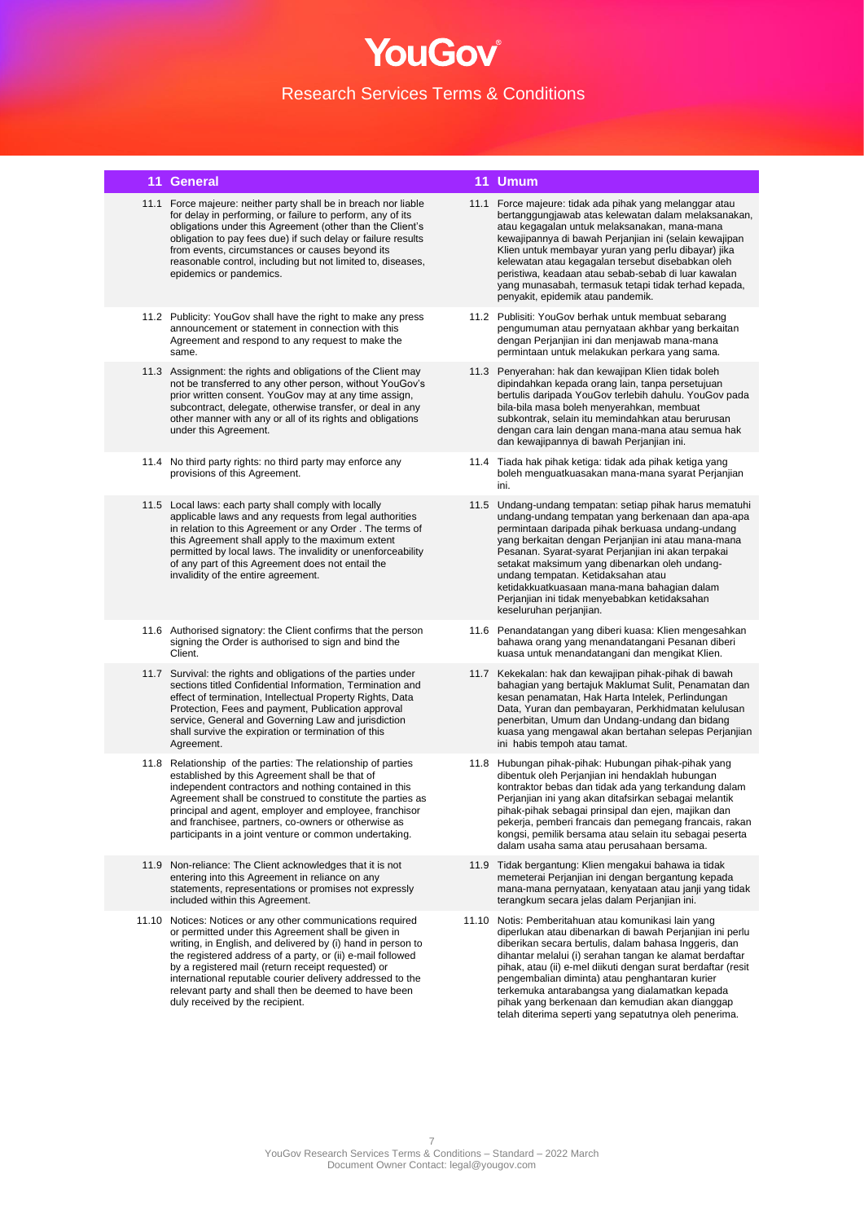## 11 General

11.1 Force majeure: neither party shall be in breach nor liable for delay in performing, or failure to perform, any of its obligations under this Agreement (other than the Client's obligation to pay fees due) if such delay or failure results from events, circumstances or causes beyond its reasonable control, including but not limited to, diseases, epidemics or pandemics.

11.2 Publicity: YouGov shall have the right to make any press announcement or statement in connection with this Agreement and respond to any request to make the same.

11.3 Assignment: the rights and obligations of the Client may not be transferred to any other person, without YouGov's prior written consent. YouGov may at any time assign, subcontract, delegate, otherwise transfer, or deal in any other manner with any or all of its rights and obligations under this Agreement.

11.4 No third party rights: no third party may enforce any provisions of this Agreement.

11.5 Local laws: each party shall comply with locally applicable laws and any requests from legal authorities in relation to this Agreement or any Order . The terms of this Agreement shall apply to the maximum extent permitted by local laws. The invalidity or unenforceability of any part of this Agreement does not entail the invalidity of the entire agreement.

11.6 Authorised signatory: the Client confirms that the person signing the Order is authorised to sign and bind the Client.

11.7 Survival: the rights and obligations of the parties under sections titled Confidential Information, Termination and effect of termination, Intellectual Property Rights, Data Protection, Fees and payment, Publication approval service, General and Governing Law and jurisdiction shall survive the expiration or termination of this Agreement.

11.8 Relationship of the parties: The relationship of parties established by this Agreement shall be that of independent contractors and nothing contained in this Agreement shall be construed to constitute the parties as principal and agent, employer and employee, franchisor and franchisee, partners, co-owners or otherwise as participants in a joint venture or common undertaking.

11.9 Non-reliance: The Client acknowledges that it is not entering into this Agreement in reliance on any statements, representations or promises not expressly included within this Agreement.

11.10 Notices: Notices or any other communications required or permitted under this Agreement shall be given in writing, in English, and delivered by (i) hand in person to the registered address of a party, or (ii) e-mail followed by a registered mail (return receipt requested) or international reputable courier delivery addressed to the relevant party and shall then be deemed to have been duly received by the recipient.

## 11 Umum

11.1 Force majeure: tidak ada pihak yang melanggar atau bertanggungjawab atas kelewatan dalam melaksanakan, atau kegagalan untuk melaksanakan, mana-mana kewajipannya di bawah Perjanjian ini (selain kewajipan Klien untuk membayar yuran yang perlu dibayar) jika kelewatan atau kegagalan tersebut disebabkan oleh peristiwa, keadaan atau sebab-sebab di luar kawalan yang munasabah, termasuk tetapi tidak terhad kepada, penyakit, epidemik atau pandemik.

11.2 Publisiti: YouGov berhak untuk membuat sebarang pengumuman atau pernyataan akhbar yang berkaitan dengan Perjanjian ini dan menjawab mana-mana permintaan untuk melakukan perkara yang sama.

11.3 Penyerahan: hak dan kewajipan Klien tidak boleh dipindahkan kepada orang lain, tanpa persetujuan bertulis daripada YouGov terlebih dahulu. YouGov pada bila-bila masa boleh menyerahkan, membuat subkontrak, selain itu memindahkan atau berurusan dengan cara lain dengan mana-mana atau semua hak dan kewajipannya di bawah Perjanjian ini.

11.4 Tiada hak pihak ketiga: tidak ada pihak ketiga yang boleh menguatkuasakan mana-mana syarat Perjanjian ini.

11.5 Undang-undang tempatan: setiap pihak harus mematuhi undang-undang tempatan yang berkenaan dan apa-apa permintaan daripada pihak berkuasa undang-undang yang berkaitan dengan Perjanjian ini atau mana-mana Pesanan. Syarat-syarat Perjanjian ini akan terpakai setakat maksimum yang dibenarkan oleh undang-undang tempatan. Ketidaksahan atau ketidakkuatkuasaan mana-mana bahagian dalam Perjanjian ini tidak menyebabkan ketidaksahan keseluruhan perjanjian.

11.6 Penandatangan yang diberi kuasa: Klien mengesahkan bahawa orang yang menandatangani Pesanan diberi kuasa untuk menandatangani dan mengikat Klien.

11.7 Kekekalan: hak dan kewajipan pihak-pihak di bawah bahagian yang bertajuk Maklumat Sulit, Penamatan dan kesan penamatan, Hak Harta Intelek, Perlindungan Data, Yuran dan pembayaran, Perkhidmatan kelulusan penerbitan, Umum dan Undang-undang dan bidang kuasa yang mengawal akan bertahan selepas Perjanjian ini habis tempoh atau tamat.

11.8 Hubungan pihak-pihak: Hubungan pihak-pihak yang dibentuk oleh Perjanjian ini hendaklah hubungan kontraktor bebas dan tidak ada yang terkandung dalam Perjanjian ini yang akan ditafsirkan sebagai melantik pihak-pihak sebagai prinsipal dan ejen, majikan dan pekerja, pemberi francais dan pemegang francais, rakan kongsi, pemilik bersama atau selain itu sebagai peserta dalam usaha sama atau perusahaan bersama.

11.9 Tidak bergantung: Klien mengakui bahawa ia tidak memeterai Perjanjian ini dengan bergantung kepada mana-mana pernyataan, kenyataan atau janji yang tidak terangkum secara jelas dalam Perjanjian ini.

11.10 Notis: Pemberitahuan atau komunikasi lain yang diperlukan atau dibenarkan di bawah Perjanjian ini perlu diberikan secara bertulis, dalam bahasa Inggeris, dan dihantar melalui (i) serahan tangan ke alamat berdaftar pihak, atau (ii) e-mel diikuti dengan surat berdaftar (resit pengembalian diminta) atau penghantaran kurier terkemuka antarabangsa yang dialamatkan kepada pihak yang berkenaan dan kemudian akan dianggap telah diterima seperti yang sepatutnya oleh penerima.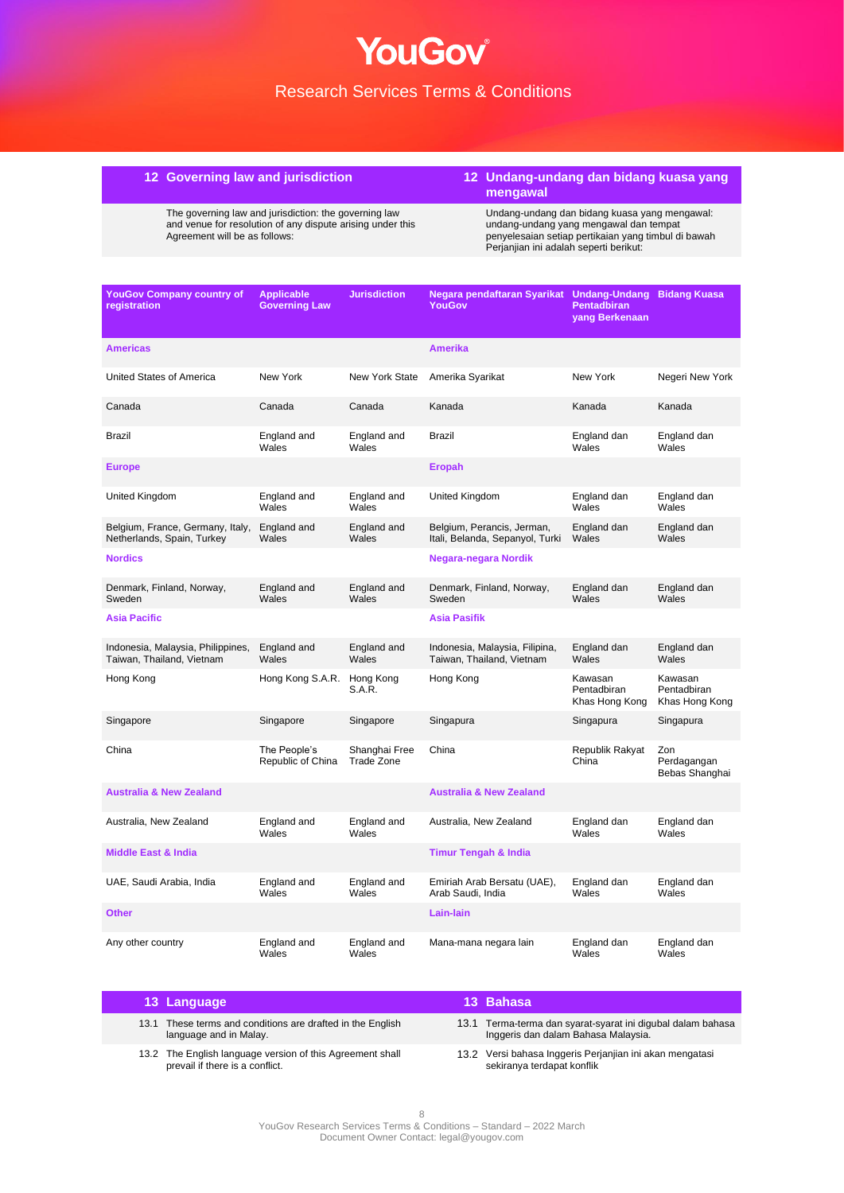# YouGov

Research Services Terms & Conditions

## 12 Governing law and jurisdiction

The governing law and jurisdiction: the governing law and venue for resolution of any dispute arising under this Agreement will be as follows:

## 12 Undang-undang dan bidang kuasa yang mengawal

Undang-undang dan bidang kuasa yang mengawal: undang-undang yang mengawal dan tempat penyelesaian setiap pertikaian yang timbul di bawah Perjanjian ini adalah seperti berikut:

| YouGov Company country of registration | Applicable Governing Law | Jurisdiction | Negara pendaftaran Syarikat YouGov | Undang-Undang Pentadbiran yang Berkenaan | Bidang Kuasa |
|---|---|---|---|---|---|
| **Americas** | | | **Amerika** | | |
| United States of America | New York | New York State | Amerika Syarikat | New York | Negeri New York |
| Canada | Canada | Canada | Kanada | Kanada | Kanada |
| Brazil | England and Wales | England and Wales | Brazil | England dan Wales | England dan Wales |
| **Europe** | | | **Eropah** | | |
| United Kingdom | England and Wales | England and Wales | United Kingdom | England dan Wales | England dan Wales |
| Belgium, France, Germany, Italy, Netherlands, Spain, Turkey | England and Wales | England and Wales | Belgium, Perancis, Jerman, Itali, Belanda, Sepanyol, Turki | England dan Wales | England dan Wales |
| **Nordics** | | | **Negara-negara Nordik** | | |
| Denmark, Finland, Norway, Sweden | England and Wales | England and Wales | Denmark, Finland, Norway, Sweden | England dan Wales | England dan Wales |
| **Asia Pacific** | | | **Asia Pasifik** | | |
| Indonesia, Malaysia, Philippines, Taiwan, Thailand, Vietnam | England and Wales | England and Wales | Indonesia, Malaysia, Filipina, Taiwan, Thailand, Vietnam | England dan Wales | England dan Wales |
| Hong Kong | Hong Kong S.A.R. | Hong Kong S.A.R. | Hong Kong | Kawasan Pentadbiran Khas Hong Kong | Kawasan Pentadbiran Khas Hong Kong |
| Singapore | Singapore | Singapore | Singapura | Singapura | Singapura |
| China | The People's Republic of China | Shanghai Free Trade Zone | China | Republik Rakyat China | Zon Perdagangan Bebas Shanghai |
| **Australia & New Zealand** | | | **Australia & New Zealand** | | |
| Australia, New Zealand | England and Wales | England and Wales | Australia, New Zealand | England dan Wales | England dan Wales |
| **Middle East & India** | | | **Timur Tengah & India** | | |
| UAE, Saudi Arabia, India | England and Wales | England and Wales | Emiriah Arab Bersatu (UAE), Arab Saudi, India | England dan Wales | England dan Wales |
| **Other** | | | **Lain-lain** | | |
| Any other country | England and Wales | England and Wales | Mana-mana negara lain | England dan Wales | England dan Wales |

## 13 Language

13.1 These terms and conditions are drafted in the English language and in Malay.

13.2 The English language version of this Agreement shall prevail if there is a conflict.

## 13 Bahasa

13.1 Terma-terma dan syarat-syarat ini digubal dalam bahasa Inggeris dan dalam Bahasa Malaysia.

13.2 Versi bahasa Inggeris Perjanjian ini akan mengatasi sekiranya terdapat konflik

YouGov Research Services Terms & Conditions – Standard – 2022 March
Document Owner Contact: legal@yougov.com